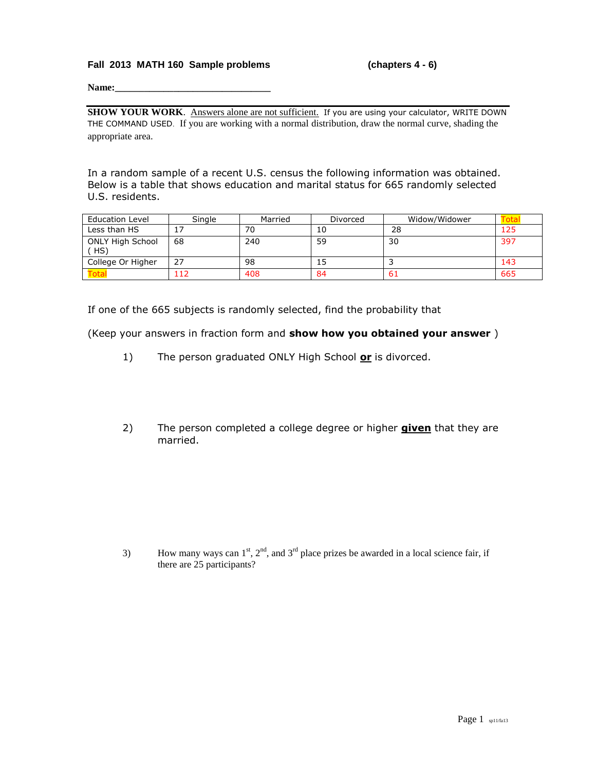**Fall 2013 MATH 160 Sample problems** **(chapters 4 - 6)**

**Name:**________________________________

**SHOW YOUR WORK**. Answers alone are not sufficient. If you are using your calculator, WRITE DOWN THE COMMAND USED. If you are working with a normal distribution, draw the normal curve, shading the appropriate area.

In a random sample of a recent U.S. census the following information was obtained. Below is a table that shows education and marital status for 665 randomly selected U.S. residents.

| Education Level | Single | Married | Divorced | Widow/Widower | Total |
|---|---|---|---|---|---|
| Less than HS | 17 | 70 | 10 | 28 | 125 |
| ONLY High School ( HS) | 68 | 240 | 59 | 30 | 397 |
| College Or Higher | 27 | 98 | 15 | 3 | 143 |
| Total | 112 | 408 | 84 | 61 | 665 |

If one of the 665 subjects is randomly selected, find the probability that

(Keep your answers in fraction form and **show how you obtained your answer** )

1) The person graduated ONLY High School **or** is divorced.

2) The person completed a college degree or higher **given** that they are married.

3) How many ways can 1st, 2nd, and 3rd place prizes be awarded in a local science fair, if there are 25 participants?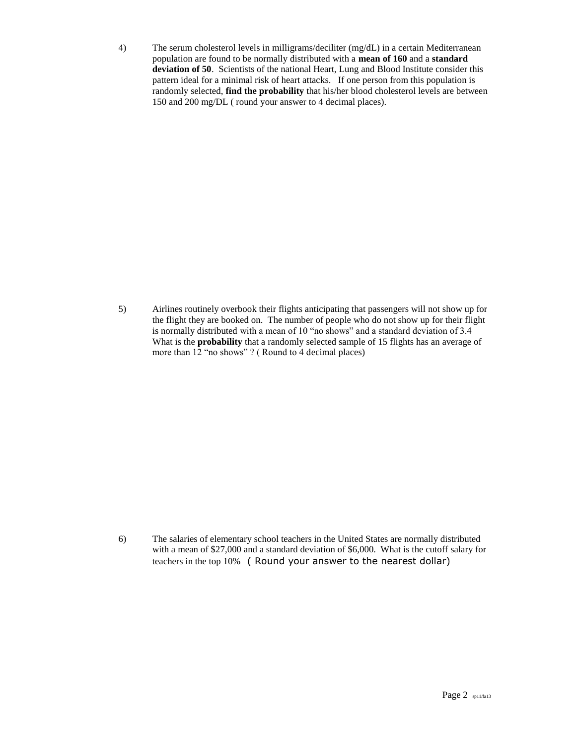4) The serum cholesterol levels in milligrams/deciliter (mg/dL) in a certain Mediterranean population are found to be normally distributed with a **mean of 160** and a **standard deviation of 50**. Scientists of the national Heart, Lung and Blood Institute consider this pattern ideal for a minimal risk of heart attacks. If one person from this population is randomly selected, **find the probability** that his/her blood cholesterol levels are between 150 and 200 mg/DL ( round your answer to 4 decimal places).

5) Airlines routinely overbook their flights anticipating that passengers will not show up for the flight they are booked on. The number of people who do not show up for their flight is normally distributed with a mean of 10 "no shows" and a standard deviation of 3.4 What is the **probability** that a randomly selected sample of 15 flights has an average of more than 12 "no shows" ? ( Round to 4 decimal places)

6) The salaries of elementary school teachers in the United States are normally distributed with a mean of $27,000 and a standard deviation of $6,000. What is the cutoff salary for teachers in the top 10% ( Round your answer to the nearest dollar)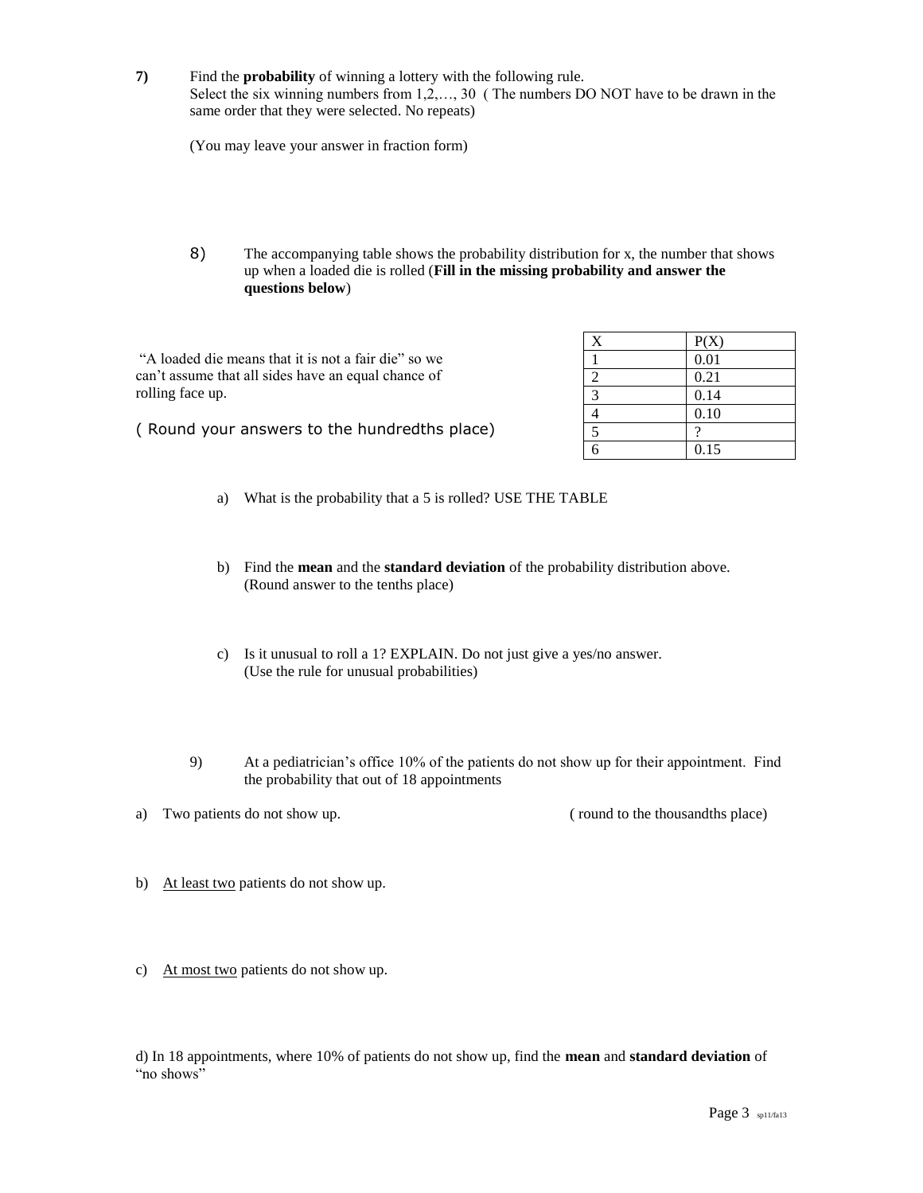**7)** Find the **probability** of winning a lottery with the following rule.
Select the six winning numbers from 1,2,…, 30 ( The numbers DO NOT have to be drawn in the same order that they were selected. No repeats)

(You may leave your answer in fraction form)

8) The accompanying table shows the probability distribution for x, the number that shows up when a loaded die is rolled (**Fill in the missing probability and answer the questions below**)

"A loaded die means that it is not a fair die" so we can't assume that all sides have an equal chance of rolling face up.

( Round your answers to the hundredths place)

| X | P(X) |
|---|---|
| 1 | 0.01 |
| 2 | 0.21 |
| 3 | 0.14 |
| 4 | 0.10 |
| 5 | ? |
| 6 | 0.15 |

a) What is the probability that a 5 is rolled? USE THE TABLE

b) Find the **mean** and the **standard deviation** of the probability distribution above. (Round answer to the tenths place)

c) Is it unusual to roll a 1? EXPLAIN. Do not just give a yes/no answer. (Use the rule for unusual probabilities)

9) At a pediatrician's office 10% of the patients do not show up for their appointment. Find the probability that out of 18 appointments

a) Two patients do not show up. ( round to the thousandths place)

b) At least two patients do not show up.

c) At most two patients do not show up.

d) In 18 appointments, where 10% of patients do not show up, find the **mean** and **standard deviation** of "no shows"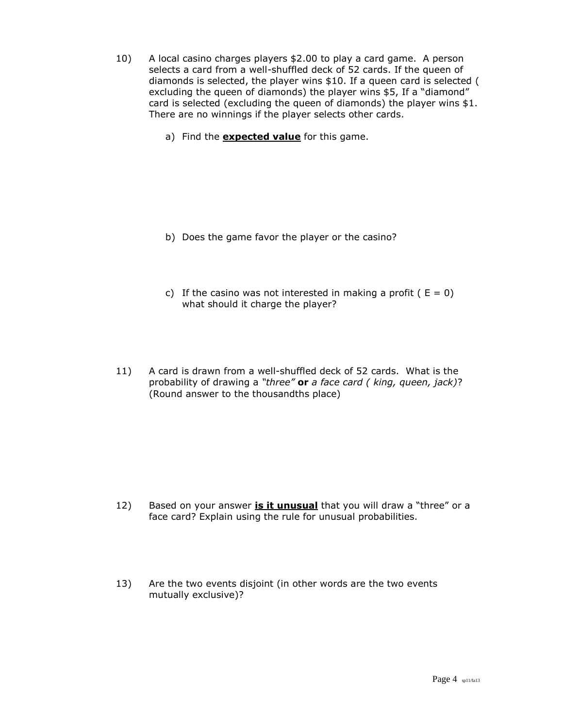10) A local casino charges players $2.00 to play a card game. A person selects a card from a well-shuffled deck of 52 cards. If the queen of diamonds is selected, the player wins $10. If a queen card is selected ( excluding the queen of diamonds) the player wins $5, If a "diamond" card is selected (excluding the queen of diamonds) the player wins $1. There are no winnings if the player selects other cards.

a) Find the **expected value** for this game.

b) Does the game favor the player or the casino?

c) If the casino was not interested in making a profit ( E = 0) what should it charge the player?

11) A card is drawn from a well-shuffled deck of 52 cards. What is the probability of drawing a *"three"* **or** *a face card ( king, queen, jack)*? (Round answer to the thousandths place)

12) Based on your answer **is it unusual** that you will draw a "three" or a face card? Explain using the rule for unusual probabilities.

13) Are the two events disjoint (in other words are the two events mutually exclusive)?